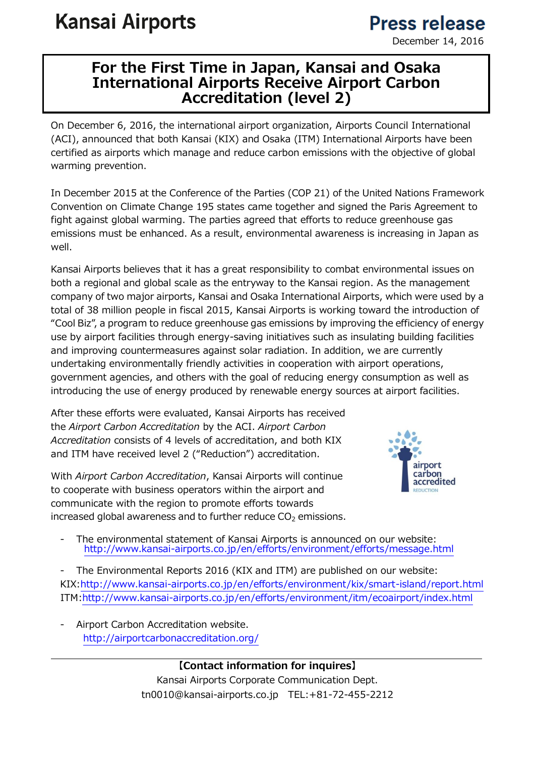Kansai Airports

Press release

December 14, 2016

# For the First Time in Japan, Kansai and Osaka International Airports Receive Airport Carbon Accreditation (level 2)

On December 6, 2016, the international airport organization, Airports Council International (ACI), announced that both Kansai (KIX) and Osaka (ITM) International Airports have been certified as airports which manage and reduce carbon emissions with the objective of global warming prevention.

In December 2015 at the Conference of the Parties (COP 21) of the United Nations Framework Convention on Climate Change 195 states came together and signed the Paris Agreement to fight against global warming. The parties agreed that efforts to reduce greenhouse gas emissions must be enhanced. As a result, environmental awareness is increasing in Japan as well.

Kansai Airports believes that it has a great responsibility to combat environmental issues on both a regional and global scale as the entryway to the Kansai region. As the management company of two major airports, Kansai and Osaka International Airports, which were used by a total of 38 million people in fiscal 2015, Kansai Airports is working toward the introduction of "Cool Biz", a program to reduce greenhouse gas emissions by improving the efficiency of energy use by airport facilities through energy-saving initiatives such as insulating building facilities and improving countermeasures against solar radiation. In addition, we are currently undertaking environmentally friendly activities in cooperation with airport operations, government agencies, and others with the goal of reducing energy consumption as well as introducing the use of energy produced by renewable energy sources at airport facilities.

After these efforts were evaluated, Kansai Airports has received the *Airport Carbon Accreditation* by the ACI. *Airport Carbon Accreditation* consists of 4 levels of accreditation, and both KIX and ITM have received level 2 ("Reduction") accreditation.

With *Airport Carbon Accreditation*, Kansai Airports will continue to cooperate with business operators within the airport and communicate with the region to promote efforts towards increased global awareness and to further reduce $CO_2$ emissions.

- The environmental statement of Kansai Airports is announced on our website:
  http://www.kansai-airports.co.jp/en/efforts/environment/efforts/message.html

- The Environmental Reports 2016 (KIX and ITM) are published on our website:
  KIX:http://www.kansai-airports.co.jp/en/efforts/environment/kix/smart-island/report.html
  ITM:http://www.kansai-airports.co.jp/en/efforts/environment/itm/ecoairport/index.html

- Airport Carbon Accreditation website.
  http://airportcarbonaccreditation.org/

---

**【Contact information for inquires】**

Kansai Airports Corporate Communication Dept.

tn0010@kansai-airports.co.jp　TEL:+81-72-455-2212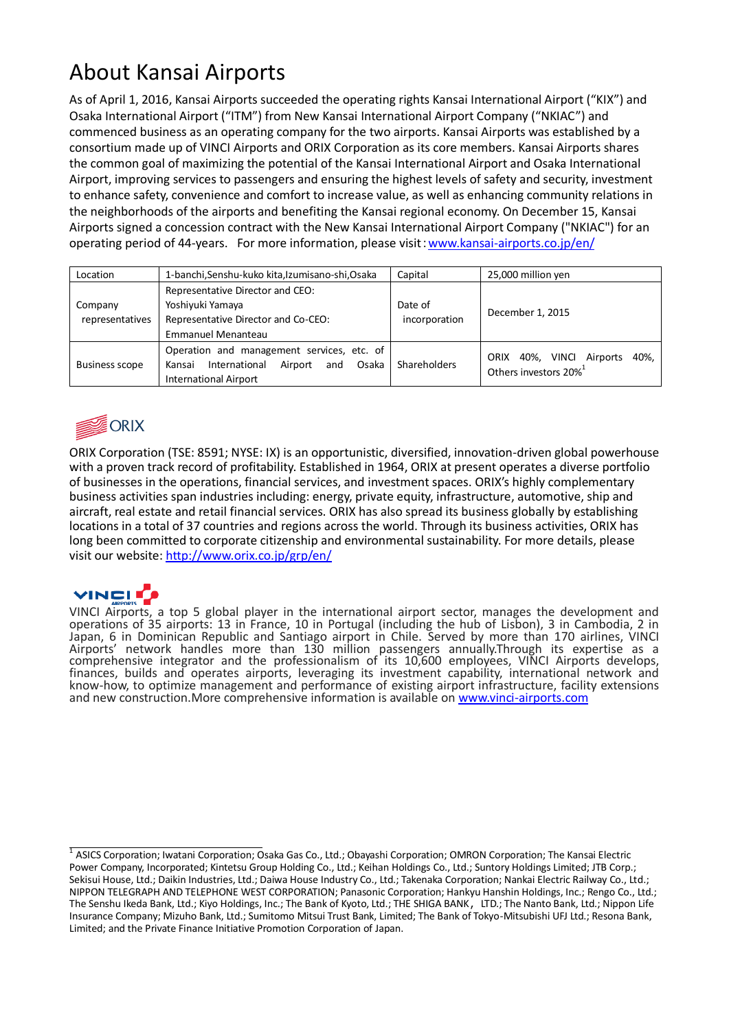# About Kansai Airports

As of April 1, 2016, Kansai Airports succeeded the operating rights Kansai International Airport ("KIX") and Osaka International Airport ("ITM") from New Kansai International Airport Company ("NKIAC") and commenced business as an operating company for the two airports. Kansai Airports was established by a consortium made up of VINCI Airports and ORIX Corporation as its core members. Kansai Airports shares the common goal of maximizing the potential of the Kansai International Airport and Osaka International Airport, improving services to passengers and ensuring the highest levels of safety and security, investment to enhance safety, convenience and comfort to increase value, as well as enhancing community relations in the neighborhoods of the airports and benefiting the Kansai regional economy. On December 15, Kansai Airports signed a concession contract with the New Kansai International Airport Company ("NKIAC") for an operating period of 44-years. For more information, please visit : www.kansai-airports.co.jp/en/

| | | | |
|---|---|---|---|
| Location | 1-banchi,Senshu-kuko kita,Izumisano-shi,Osaka | Capital | 25,000 million yen |
| Company representatives | Representative Director and CEO: Yoshiyuki Yamaya<br>Representative Director and Co-CEO: Emmanuel Menanteau | Date of incorporation | December 1, 2015 |
| Business scope | Operation and management services, etc. of Kansai International Airport and Osaka International Airport | Shareholders | ORIX 40%, VINCI Airports 40%, Others investors 20%[1] |

ORIX

ORIX Corporation (TSE: 8591; NYSE: IX) is an opportunistic, diversified, innovation-driven global powerhouse with a proven track record of profitability. Established in 1964, ORIX at present operates a diverse portfolio of businesses in the operations, financial services, and investment spaces. ORIX's highly complementary business activities span industries including: energy, private equity, infrastructure, automotive, ship and aircraft, real estate and retail financial services. ORIX has also spread its business globally by establishing locations in a total of 37 countries and regions across the world. Through its business activities, ORIX has long been committed to corporate citizenship and environmental sustainability. For more details, please visit our website: http://www.orix.co.jp/grp/en/

VINCI AIRPORTS

VINCI Airports, a top 5 global player in the international airport sector, manages the development and operations of 35 airports: 13 in France, 10 in Portugal (including the hub of Lisbon), 3 in Cambodia, 2 in Japan, 6 in Dominican Republic and Santiago airport in Chile. Served by more than 170 airlines, VINCI Airports' network handles more than 130 million passengers annually.Through its expertise as a comprehensive integrator and the professionalism of its 10,600 employees, VINCI Airports develops, finances, builds and operates airports, leveraging its investment capability, international network and know-how, to optimize management and performance of existing airport infrastructure, facility extensions and new construction.More comprehensive information is available on www.vinci-airports.com

---

[1] ASICS Corporation; Iwatani Corporation; Osaka Gas Co., Ltd.; Obayashi Corporation; OMRON Corporation; The Kansai Electric Power Company, Incorporated; Kintetsu Group Holding Co., Ltd.; Keihan Holdings Co., Ltd.; Suntory Holdings Limited; JTB Corp.; Sekisui House, Ltd.; Daikin Industries, Ltd.; Daiwa House Industry Co., Ltd.; Takenaka Corporation; Nankai Electric Railway Co., Ltd.; NIPPON TELEGRAPH AND TELEPHONE WEST CORPORATION; Panasonic Corporation; Hankyu Hanshin Holdings, Inc.; Rengo Co., Ltd.; The Senshu Ikeda Bank, Ltd.; Kiyo Holdings, Inc.; The Bank of Kyoto, Ltd.; THE SHIGA BANK， LTD.; The Nanto Bank, Ltd.; Nippon Life Insurance Company; Mizuho Bank, Ltd.; Sumitomo Mitsui Trust Bank, Limited; The Bank of Tokyo-Mitsubishi UFJ Ltd.; Resona Bank, Limited; and the Private Finance Initiative Promotion Corporation of Japan.